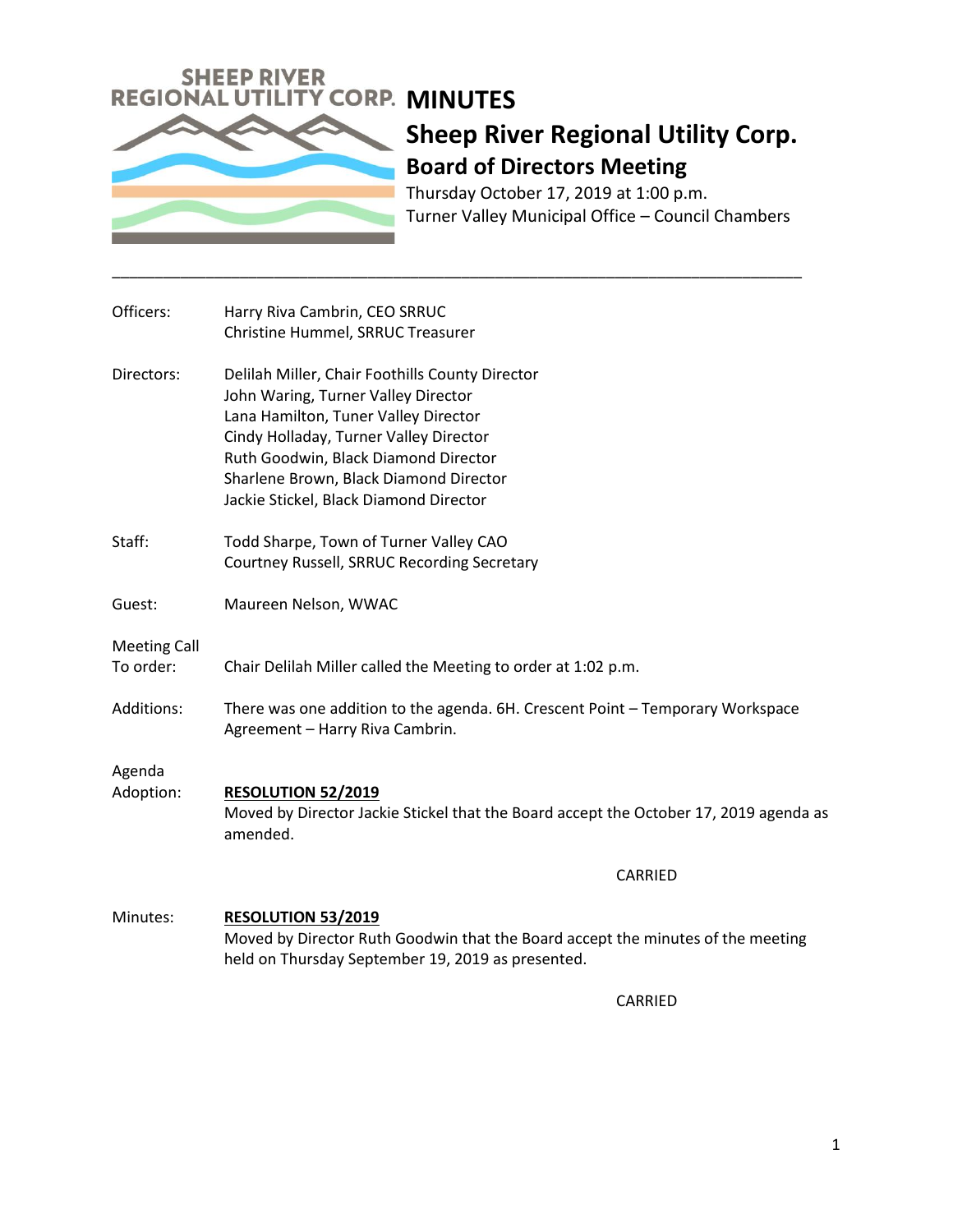SHEEP RIVER REGIONAL UTILITY CORP.

# MINUTES

## Sheep River Regional Utility Corp.

### Board of Directors Meeting

Thursday October 17, 2019 at 1:00 p.m.
Turner Valley Municipal Office – Council Chambers

---

**Officers:**
Harry Riva Cambrin, CEO SRRUC
Christine Hummel, SRRUC Treasurer

**Directors:**
Delilah Miller, Chair Foothills County Director
John Waring, Turner Valley Director
Lana Hamilton, Tuner Valley Director
Cindy Holladay, Turner Valley Director
Ruth Goodwin, Black Diamond Director
Sharlene Brown, Black Diamond Director
Jackie Stickel, Black Diamond Director

**Staff:**
Todd Sharpe, Town of Turner Valley CAO
Courtney Russell, SRRUC Recording Secretary

**Guest:**
Maureen Nelson, WWAC

**Meeting Call To order:**
Chair Delilah Miller called the Meeting to order at 1:02 p.m.

**Additions:**
There was one addition to the agenda. 6H. Crescent Point – Temporary Workspace Agreement – Harry Riva Cambrin.

**Agenda Adoption:**

**RESOLUTION 52/2019**
Moved by Director Jackie Stickel that the Board accept the October 17, 2019 agenda as amended.

CARRIED

**Minutes:**

**RESOLUTION 53/2019**
Moved by Director Ruth Goodwin that the Board accept the minutes of the meeting held on Thursday September 19, 2019 as presented.

CARRIED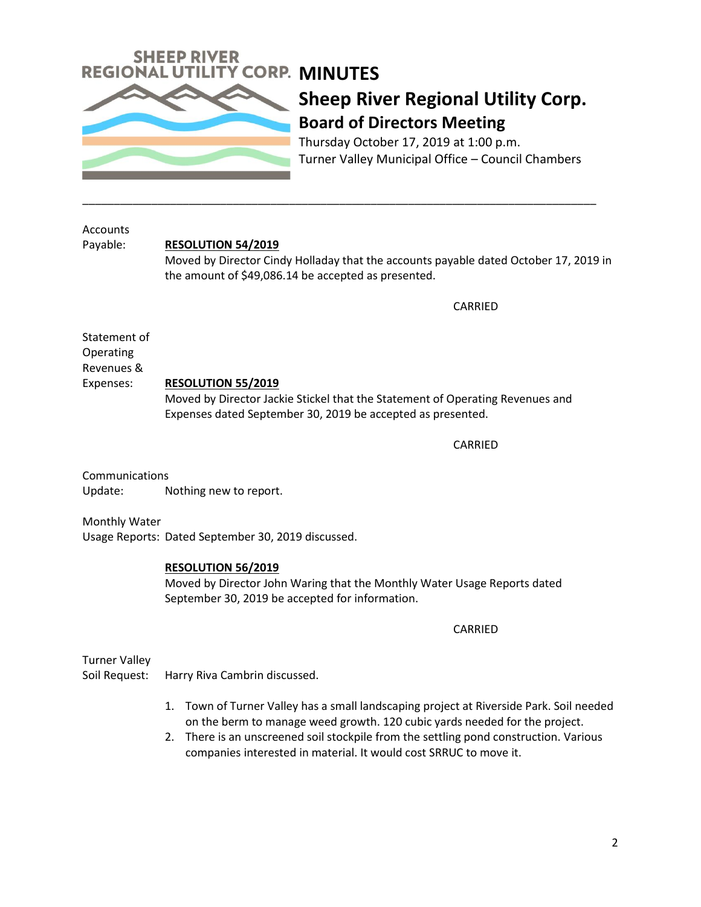# MINUTES

## Sheep River Regional Utility Corp.

### Board of Directors Meeting

Thursday October 17, 2019 at 1:00 p.m.
Turner Valley Municipal Office – Council Chambers

---

Accounts Payable:

**RESOLUTION 54/2019**

Moved by Director Cindy Holladay that the accounts payable dated October 17, 2019 in the amount of $49,086.14 be accepted as presented.

CARRIED

Statement of Operating Revenues & Expenses:

**RESOLUTION 55/2019**

Moved by Director Jackie Stickel that the Statement of Operating Revenues and Expenses dated September 30, 2019 be accepted as presented.

CARRIED

Communications Update: Nothing new to report.

Monthly Water Usage Reports: Dated September 30, 2019 discussed.

**RESOLUTION 56/2019**

Moved by Director John Waring that the Monthly Water Usage Reports dated September 30, 2019 be accepted for information.

CARRIED

Turner Valley Soil Request: Harry Riva Cambrin discussed.

1. Town of Turner Valley has a small landscaping project at Riverside Park. Soil needed on the berm to manage weed growth. 120 cubic yards needed for the project.
2. There is an unscreened soil stockpile from the settling pond construction. Various companies interested in material. It would cost SRRUC to move it.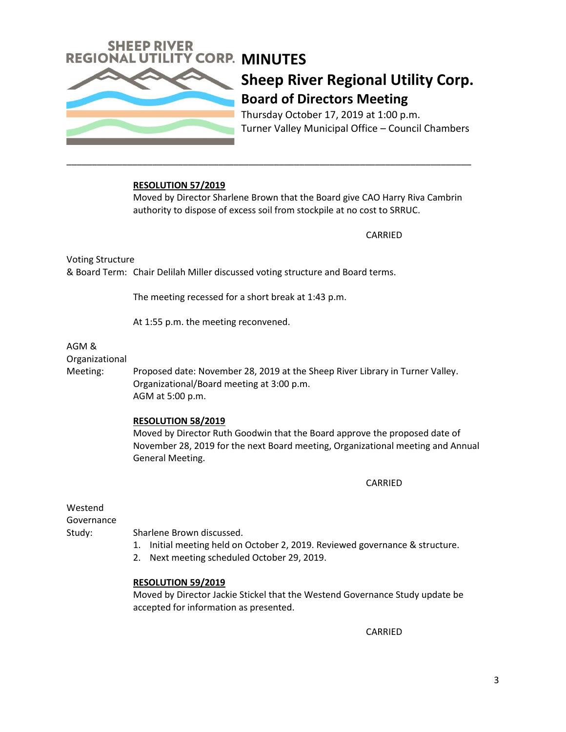# MINUTES

## Sheep River Regional Utility Corp.

### Board of Directors Meeting

Thursday October 17, 2019 at 1:00 p.m.
Turner Valley Municipal Office – Council Chambers

---

**RESOLUTION 57/2019**
Moved by Director Sharlene Brown that the Board give CAO Harry Riva Cambrin authority to dispose of excess soil from stockpile at no cost to SRRUC.

CARRIED

Voting Structure & Board Term: Chair Delilah Miller discussed voting structure and Board terms.

The meeting recessed for a short break at 1:43 p.m.

At 1:55 p.m. the meeting reconvened.

AGM & Organizational Meeting: Proposed date: November 28, 2019 at the Sheep River Library in Turner Valley.
Organizational/Board meeting at 3:00 p.m.
AGM at 5:00 p.m.

**RESOLUTION 58/2019**
Moved by Director Ruth Goodwin that the Board approve the proposed date of November 28, 2019 for the next Board meeting, Organizational meeting and Annual General Meeting.

CARRIED

Westend Governance Study: Sharlene Brown discussed.

1. Initial meeting held on October 2, 2019. Reviewed governance & structure.
2. Next meeting scheduled October 29, 2019.

**RESOLUTION 59/2019**
Moved by Director Jackie Stickel that the Westend Governance Study update be accepted for information as presented.

CARRIED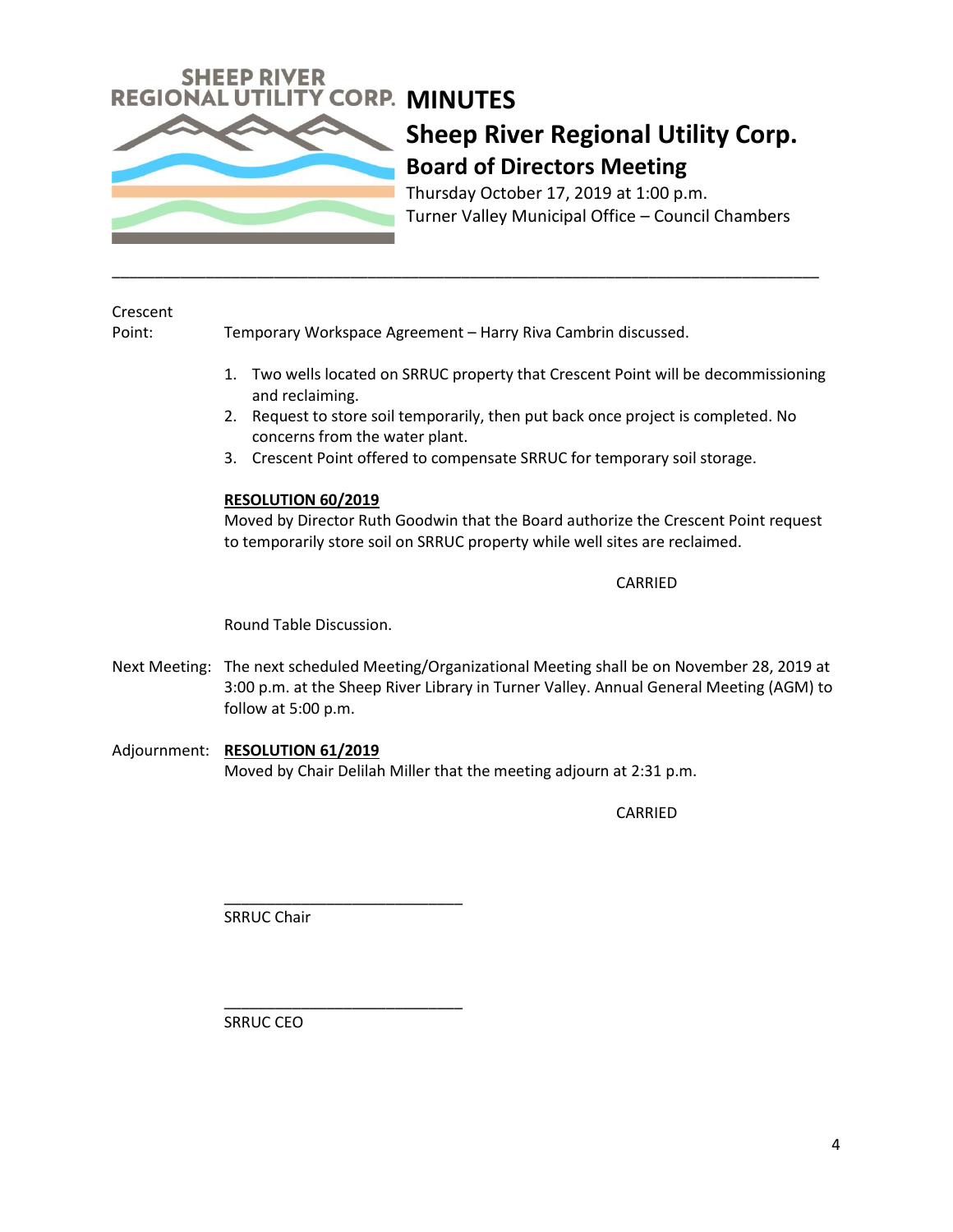# MINUTES

## Sheep River Regional Utility Corp.

### Board of Directors Meeting

Thursday October 17, 2019 at 1:00 p.m.
Turner Valley Municipal Office – Council Chambers

---

Crescent Point: Temporary Workspace Agreement – Harry Riva Cambrin discussed.

1. Two wells located on SRRUC property that Crescent Point will be decommissioning and reclaiming.
2. Request to store soil temporarily, then put back once project is completed. No concerns from the water plant.
3. Crescent Point offered to compensate SRRUC for temporary soil storage.

**RESOLUTION 60/2019**
Moved by Director Ruth Goodwin that the Board authorize the Crescent Point request to temporarily store soil on SRRUC property while well sites are reclaimed.

CARRIED

Round Table Discussion.

Next Meeting: The next scheduled Meeting/Organizational Meeting shall be on November 28, 2019 at 3:00 p.m. at the Sheep River Library in Turner Valley. Annual General Meeting (AGM) to follow at 5:00 p.m.

Adjournment: **RESOLUTION 61/2019**
Moved by Chair Delilah Miller that the meeting adjourn at 2:31 p.m.

CARRIED

_____________________________
SRRUC Chair

_____________________________
SRRUC CEO